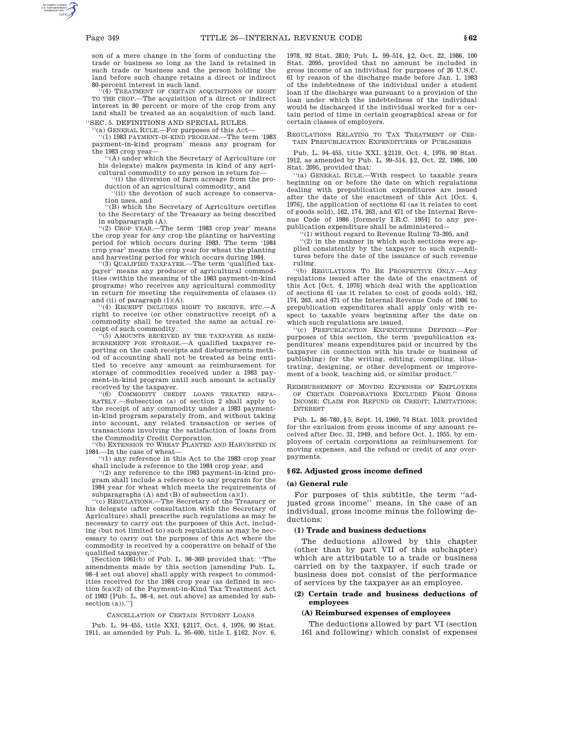son of a mere change in the form of conducting the trade or business so long as the land is retained in such trade or business and the person holding the land before such change retains a direct or indirect 80-percent interest in such land.

"(4) TREATMENT OF CERTAIN ACQUISITIONS OF RIGHT TO THE CROP.—The acquisition of a direct or indirect interest in 80 percent or more of the crop from any land shall be treated as an acquisition of such land.

"SEC. 5. DEFINITIONS AND SPECIAL RULES.

"(a) GENERAL RULE.—For purposes of this Act—

"(1) 1983 PAYMENT-IN-KIND PROGRAM.—The term '1983 payment-in-kind program' means any program for the 1983 crop year—

"(A) under which the Secretary of Agriculture (or his delegate) makes payments in kind of any agricultural commodity to any person in return for—

"(i) the diversion of farm acreage from the production of an agricultural commodity, and

"(ii) the devotion of such acreage to conservation uses, and

"(B) which the Secretary of Agriculture certifies to the Secretary of the Treasury as being described in subparagraph (A).

"(2) CROP YEAR.—The term '1983 crop year' means the crop year for any crop the planting or harvesting period for which occurs during 1983. The term '1984 crop year' means the crop year for wheat the planting and harvesting period for which occurs during 1984.

"(3) QUALIFIED TAXPAYER.—The term 'qualified taxpayer' means any producer of agricultural commodities (within the meaning of the 1983 payment-in-kind programs) who receives any agricultural commodity in return for meeting the requirements of clauses (i) and (ii) of paragraph (1)(A).

"(4) RECEIPT INCLUDES RIGHT TO RECEIVE, ETC.—A right to receive (or other constructive receipt of) a commodity shall be treated the same as actual receipt of such commodity.

"(5) AMOUNTS RECEIVED BY THE TAXPAYER AS REIMBURSEMENT FOR STORAGE.—A qualified taxpayer reporting on the cash receipts and disbursements method of accounting shall not be treated as being entitled to receive any amount as reimbursement for storage of commodities received under a 1983 payment-in-kind program until such amount is actually received by the taxpayer.

"(6) COMMODITY CREDIT LOANS TREATED SEPARATELY.—Subsection (a) of section 2 shall apply to the receipt of any commodity under a 1983 payment-in-kind program separately from, and without taking into account, any related transaction or series of transactions involving the satisfaction of loans from the Commodity Credit Corporation.

"(b) EXTENSION TO WHEAT PLANTED AND HARVESTED IN 1984.—In the case of wheat—

"(1) any reference in this Act to the 1983 crop year shall include a reference to the 1984 crop year, and

"(2) any reference to the 1983 payment-in-kind program shall include a reference to any program for the 1984 year for wheat which meets the requirements of subparagraphs (A) and (B) of subsection (a)(1).

"(c) REGULATIONS.—The Secretary of the Treasury or his delegate (after consultation with the Secretary of Agriculture) shall prescribe such regulations as may be necessary to carry out the purposes of this Act, including (but not limited to) such regulations as may be necessary to carry out the purposes of this Act where the commodity is received by a cooperative on behalf of the qualified taxpayer."

[Section 1061(b) of Pub. L. 98–369 provided that: "The amendments made by this section [amending Pub. L. 98–4 set out above] shall apply with respect to commodities received for the 1984 crop year (as defined in section 5(a)(2) of the Payment-in-Kind Tax Treatment Act of 1983 [Pub. L. 98–4, set out above] as amended by subsection (a))."]

CANCELLATION OF CERTAIN STUDENT LOANS

Pub. L. 94–455, title XXI, §2117, Oct. 4, 1976, 90 Stat. 1911, as amended by Pub. L. 95–600, title I, §162, Nov. 6, 1978, 92 Stat. 2810; Pub. L. 99–514, §2, Oct. 22, 1986, 100 Stat. 2095, provided that no amount be included in gross income of an individual for purposes of 26 U.S.C. 61 by reason of the discharge made before Jan. 1, 1983 of the indebtedness of the individual under a student loan if the discharge was pursuant to a provision of the loan under which the indebtedness of the individual would be discharged if the individual worked for a certain period of time in certain geographical areas or for certain classes of employers.

REGULATIONS RELATING TO TAX TREATMENT OF CERTAIN PREPUBLICATION EXPENDITURES OF PUBLISHERS

Pub. L. 94–455, title XXI, §2119, Oct. 4, 1976, 90 Stat. 1912, as amended by Pub. L. 99–514, §2, Oct. 22, 1986, 100 Stat. 2095, provided that:

"(a) GENERAL RULE.—With respect to taxable years beginning on or before the date on which regulations dealing with prepublication expenditures are issued after the date of the enactment of this Act [Oct. 4, 1976], the application of sections 61 (as it relates to cost of goods sold), 162, 174, 263, and 471 of the Internal Revenue Code of 1986 [formerly I.R.C. 1954] to any prepublication expenditure shall be administered—

"(1) without regard to Revenue Ruling 73–395, and

"(2) in the manner in which such sections were applied consistently by the taxpayer to such expenditures before the date of the issuance of such revenue ruling.

"(b) REGULATIONS TO BE PROSPECTIVE ONLY.—Any regulations issued after the date of the enactment of this Act [Oct. 4, 1976] which deal with the application of sections 61 (as it relates to cost of goods sold), 162, 174, 263, and 471 of the Internal Revenue Code of 1986 to prepublication expenditures shall apply only with respect to taxable years beginning after the date on which such regulations are issued.

"(c) PREPUBLICATION EXPENDITURES DEFINED.—For purposes of this section, the term 'prepublication expenditures' means expenditures paid or incurred by the taxpayer (in connection with his trade or business of publishing) for the writing, editing, compiling, illustrating, designing, or other development or improvement of a book, teaching aid, or similar product."

REIMBURSEMENT OF MOVING EXPENSES OF EMPLOYEES OF CERTAIN CORPORATIONS EXCLUDED FROM GROSS INCOME; CLAIM FOR REFUND OR CREDIT; LIMITATIONS; INTEREST

Pub. L. 86–780, §5, Sept. 14, 1960, 74 Stat. 1013, provided for the exclusion from gross income of any amount received after Dec. 31, 1949, and before Oct. 1, 1955, by employees of certain corporations as reimbursement for moving expenses, and the refund or credit of any overpayments.

## §62. Adjusted gross income defined

### (a) General rule

For purposes of this subtitle, the term "adjusted gross income" means, in the case of an individual, gross income minus the following deductions:

#### (1) Trade and business deductions

The deductions allowed by this chapter (other than by part VII of this subchapter) which are attributable to a trade or business carried on by the taxpayer, if such trade or business does not consist of the performance of services by the taxpayer as an employee.

#### (2) Certain trade and business deductions of employees

##### (A) Reimbursed expenses of employees

The deductions allowed by part VI (section 161 and following) which consist of expenses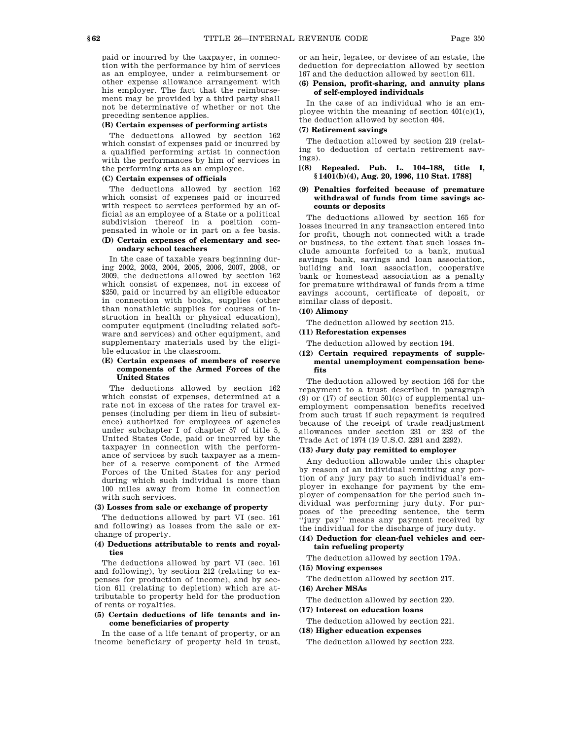paid or incurred by the taxpayer, in connection with the performance by him of services as an employee, under a reimbursement or other expense allowance arrangement with his employer. The fact that the reimbursement may be provided by a third party shall not be determinative of whether or not the preceding sentence applies.

**(B) Certain expenses of performing artists**

The deductions allowed by section 162 which consist of expenses paid or incurred by a qualified performing artist in connection with the performances by him of services in the performing arts as an employee.

**(C) Certain expenses of officials**

The deductions allowed by section 162 which consist of expenses paid or incurred with respect to services performed by an official as an employee of a State or a political subdivision thereof in a position compensated in whole or in part on a fee basis.

**(D) Certain expenses of elementary and secondary school teachers**

In the case of taxable years beginning during 2002, 2003, 2004, 2005, 2006, 2007, 2008, or 2009, the deductions allowed by section 162 which consist of expenses, not in excess of $250, paid or incurred by an eligible educator in connection with books, supplies (other than nonathletic supplies for courses of instruction in health or physical education), computer equipment (including related software and services) and other equipment, and supplementary materials used by the eligible educator in the classroom.

**(E) Certain expenses of members of reserve components of the Armed Forces of the United States**

The deductions allowed by section 162 which consist of expenses, determined at a rate not in excess of the rates for travel expenses (including per diem in lieu of subsistence) authorized for employees of agencies under subchapter I of chapter 57 of title 5, United States Code, paid or incurred by the taxpayer in connection with the performance of services by such taxpayer as a member of a reserve component of the Armed Forces of the United States for any period during which such individual is more than 100 miles away from home in connection with such services.

**(3) Losses from sale or exchange of property**

The deductions allowed by part VI (sec. 161 and following) as losses from the sale or exchange of property.

**(4) Deductions attributable to rents and royalties**

The deductions allowed by part VI (sec. 161 and following), by section 212 (relating to expenses for production of income), and by section 611 (relating to depletion) which are attributable to property held for the production of rents or royalties.

**(5) Certain deductions of life tenants and income beneficiaries of property**

In the case of a life tenant of property, or an income beneficiary of property held in trust, or an heir, legatee, or devisee of an estate, the deduction for depreciation allowed by section 167 and the deduction allowed by section 611.

**(6) Pension, profit-sharing, and annuity plans of self-employed individuals**

In the case of an individual who is an employee within the meaning of section 401(c)(1), the deduction allowed by section 404.

**(7) Retirement savings**

The deduction allowed by section 219 (relating to deduction of certain retirement savings).

**[(8) Repealed. Pub. L. 104–188, title I, §1401(b)(4), Aug. 20, 1996, 110 Stat. 1788]**

**(9) Penalties forfeited because of premature withdrawal of funds from time savings accounts or deposits**

The deductions allowed by section 165 for losses incurred in any transaction entered into for profit, though not connected with a trade or business, to the extent that such losses include amounts forfeited to a bank, mutual savings bank, savings and loan association, building and loan association, cooperative bank or homestead association as a penalty for premature withdrawal of funds from a time savings account, certificate of deposit, or similar class of deposit.

**(10) Alimony**

The deduction allowed by section 215.

**(11) Reforestation expenses**

The deduction allowed by section 194.

**(12) Certain required repayments of supplemental unemployment compensation benefits**

The deduction allowed by section 165 for the repayment to a trust described in paragraph (9) or (17) of section 501(c) of supplemental unemployment compensation benefits received from such trust if such repayment is required because of the receipt of trade readjustment allowances under section 231 or 232 of the Trade Act of 1974 (19 U.S.C. 2291 and 2292).

**(13) Jury duty pay remitted to employer**

Any deduction allowable under this chapter by reason of an individual remitting any portion of any jury pay to such individual's employer in exchange for payment by the employer of compensation for the period such individual was performing jury duty. For purposes of the preceding sentence, the term "jury pay" means any payment received by the individual for the discharge of jury duty.

**(14) Deduction for clean-fuel vehicles and certain refueling property**

The deduction allowed by section 179A.

**(15) Moving expenses**

The deduction allowed by section 217.

**(16) Archer MSAs**

The deduction allowed by section 220.

**(17) Interest on education loans**

The deduction allowed by section 221.

**(18) Higher education expenses**

The deduction allowed by section 222.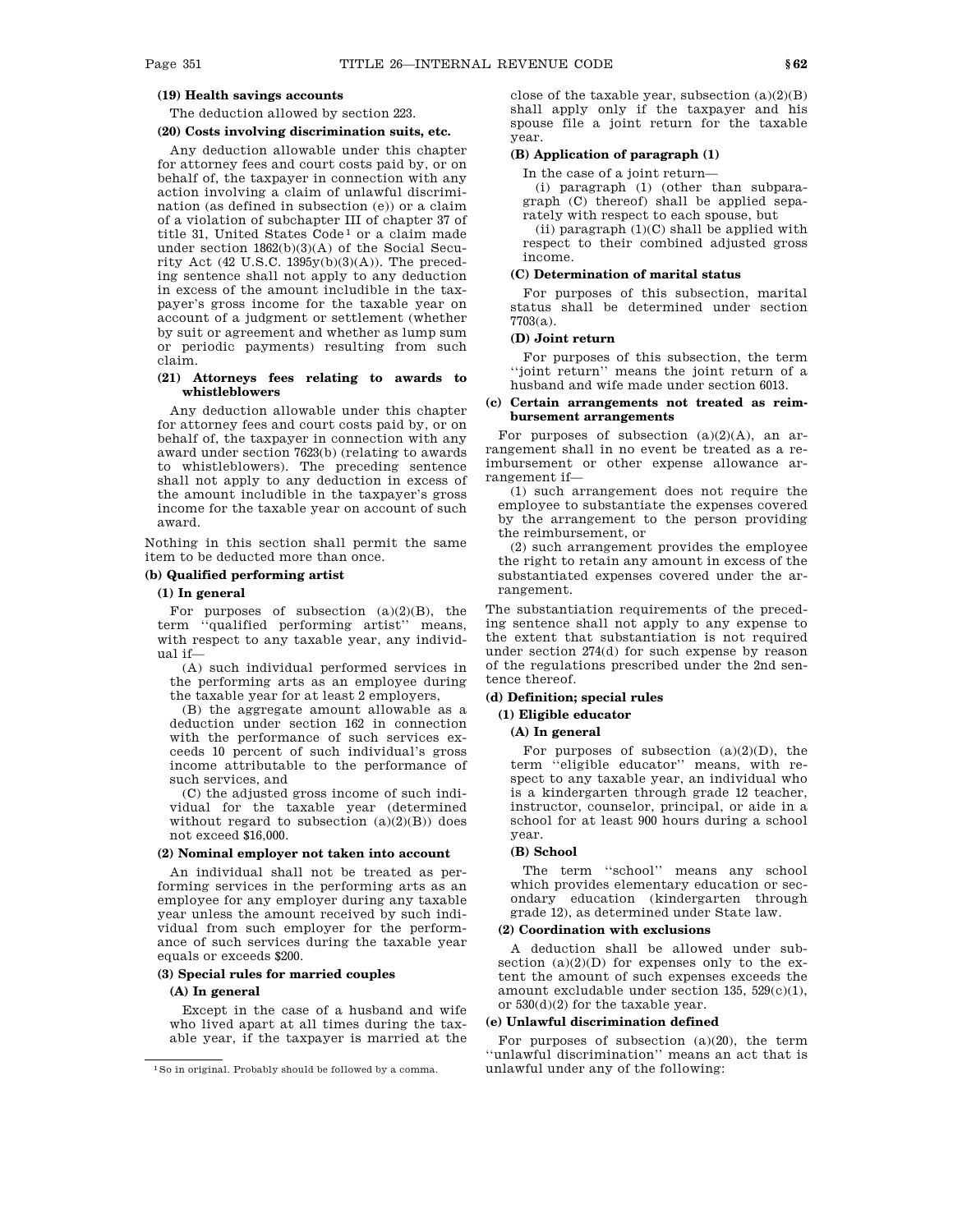**(19) Health savings accounts**

The deduction allowed by section 223.

**(20) Costs involving discrimination suits, etc.**

Any deduction allowable under this chapter for attorney fees and court costs paid by, or on behalf of, the taxpayer in connection with any action involving a claim of unlawful discrimination (as defined in subsection (e)) or a claim of a violation of subchapter III of chapter 37 of title 31, United States Code[1] or a claim made under section 1862(b)(3)(A) of the Social Security Act (42 U.S.C. 1395y(b)(3)(A)). The preceding sentence shall not apply to any deduction in excess of the amount includible in the taxpayer's gross income for the taxable year on account of a judgment or settlement (whether by suit or agreement and whether as lump sum or periodic payments) resulting from such claim.

**(21) Attorneys fees relating to awards to whistleblowers**

Any deduction allowable under this chapter for attorney fees and court costs paid by, or on behalf of, the taxpayer in connection with any award under section 7623(b) (relating to awards to whistleblowers). The preceding sentence shall not apply to any deduction in excess of the amount includible in the taxpayer's gross income for the taxable year on account of such award.

Nothing in this section shall permit the same item to be deducted more than once.

**(b) Qualified performing artist**

**(1) In general**

For purposes of subsection (a)(2)(B), the term ''qualified performing artist'' means, with respect to any taxable year, any individual if—

(A) such individual performed services in the performing arts as an employee during the taxable year for at least 2 employers,

(B) the aggregate amount allowable as a deduction under section 162 in connection with the performance of such services exceeds 10 percent of such individual's gross income attributable to the performance of such services, and

(C) the adjusted gross income of such individual for the taxable year (determined without regard to subsection (a)(2)(B)) does not exceed $16,000.

**(2) Nominal employer not taken into account**

An individual shall not be treated as performing services in the performing arts as an employee for any employer during any taxable year unless the amount received by such individual from such employer for the performance of such services during the taxable year equals or exceeds $200.

**(3) Special rules for married couples**

**(A) In general**

Except in the case of a husband and wife who lived apart at all times during the taxable year, if the taxpayer is married at the close of the taxable year, subsection (a)(2)(B) shall apply only if the taxpayer and his spouse file a joint return for the taxable year.

**(B) Application of paragraph (1)**

In the case of a joint return—

(i) paragraph (1) (other than subparagraph (C) thereof) shall be applied separately with respect to each spouse, but

(ii) paragraph (1)(C) shall be applied with respect to their combined adjusted gross income.

**(C) Determination of marital status**

For purposes of this subsection, marital status shall be determined under section 7703(a).

**(D) Joint return**

For purposes of this subsection, the term ''joint return'' means the joint return of a husband and wife made under section 6013.

**(c) Certain arrangements not treated as reimbursement arrangements**

For purposes of subsection (a)(2)(A), an arrangement shall in no event be treated as a reimbursement or other expense allowance arrangement if—

(1) such arrangement does not require the employee to substantiate the expenses covered by the arrangement to the person providing the reimbursement, or

(2) such arrangement provides the employee the right to retain any amount in excess of the substantiated expenses covered under the arrangement.

The substantiation requirements of the preceding sentence shall not apply to any expense to the extent that substantiation is not required under section 274(d) for such expense by reason of the regulations prescribed under the 2nd sentence thereof.

**(d) Definition; special rules**

**(1) Eligible educator**

**(A) In general**

For purposes of subsection (a)(2)(D), the term ''eligible educator'' means, with respect to any taxable year, an individual who is a kindergarten through grade 12 teacher, instructor, counselor, principal, or aide in a school for at least 900 hours during a school year.

**(B) School**

The term ''school'' means any school which provides elementary education or secondary education (kindergarten through grade 12), as determined under State law.

**(2) Coordination with exclusions**

A deduction shall be allowed under subsection (a)(2)(D) for expenses only to the extent the amount of such expenses exceeds the amount excludable under section 135, 529(c)(1), or 530(d)(2) for the taxable year.

**(e) Unlawful discrimination defined**

For purposes of subsection (a)(20), the term ''unlawful discrimination'' means an act that is unlawful under any of the following:

---

[1] So in original. Probably should be followed by a comma.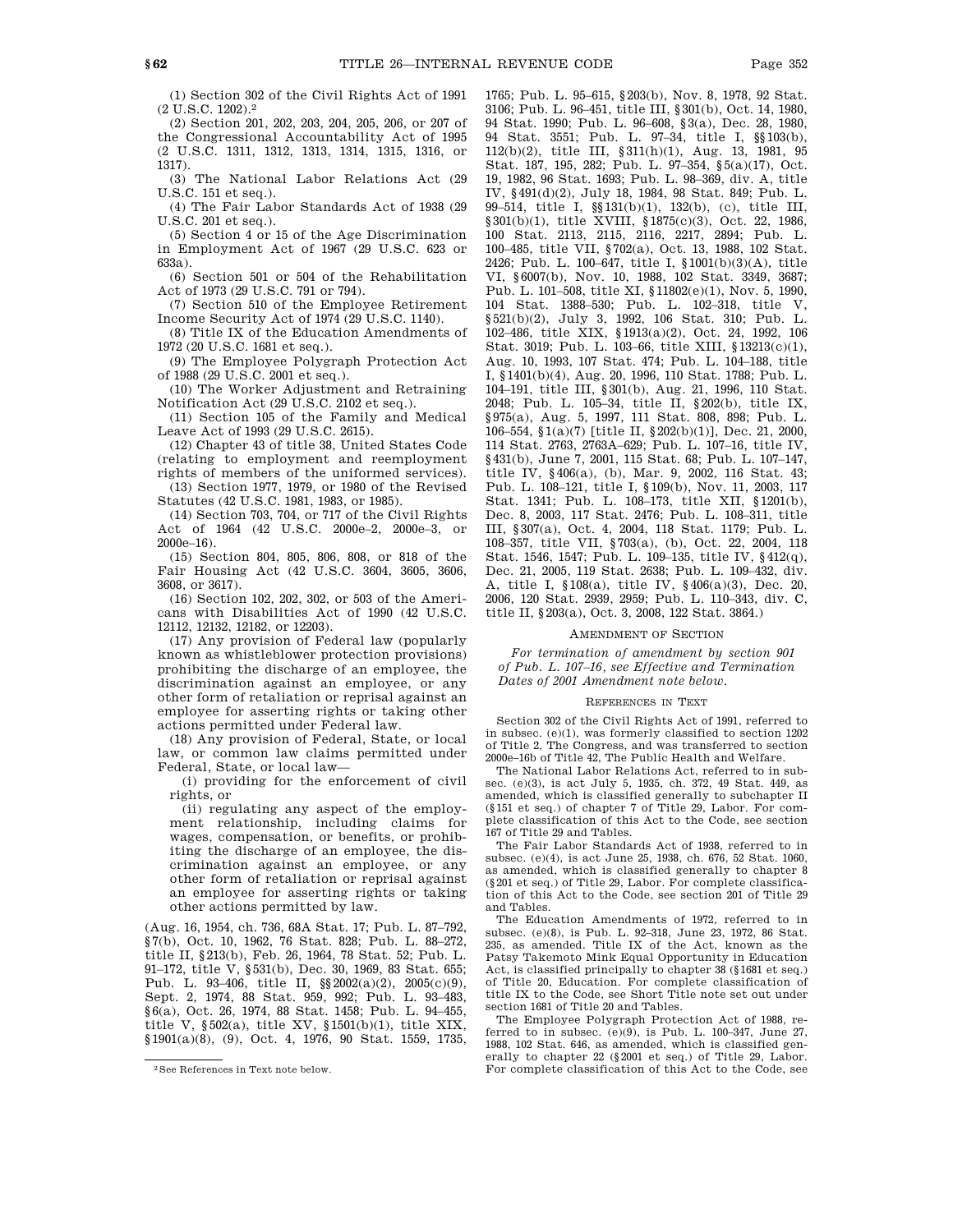(1) Section 302 of the Civil Rights Act of 1991 (2 U.S.C. 1202).[2]

(2) Section 201, 202, 203, 204, 205, 206, or 207 of the Congressional Accountability Act of 1995 (2 U.S.C. 1311, 1312, 1313, 1314, 1315, 1316, or 1317).

(3) The National Labor Relations Act (29 U.S.C. 151 et seq.).

(4) The Fair Labor Standards Act of 1938 (29 U.S.C. 201 et seq.).

(5) Section 4 or 15 of the Age Discrimination in Employment Act of 1967 (29 U.S.C. 623 or 633a).

(6) Section 501 or 504 of the Rehabilitation Act of 1973 (29 U.S.C. 791 or 794).

(7) Section 510 of the Employee Retirement Income Security Act of 1974 (29 U.S.C. 1140).

(8) Title IX of the Education Amendments of 1972 (20 U.S.C. 1681 et seq.).

(9) The Employee Polygraph Protection Act of 1988 (29 U.S.C. 2001 et seq.).

(10) The Worker Adjustment and Retraining Notification Act (29 U.S.C. 2102 et seq.).

(11) Section 105 of the Family and Medical Leave Act of 1993 (29 U.S.C. 2615).

(12) Chapter 43 of title 38, United States Code (relating to employment and reemployment rights of members of the uniformed services).

(13) Section 1977, 1979, or 1980 of the Revised Statutes (42 U.S.C. 1981, 1983, or 1985).

(14) Section 703, 704, or 717 of the Civil Rights Act of 1964 (42 U.S.C. 2000e–2, 2000e–3, or 2000e–16).

(15) Section 804, 805, 806, 808, or 818 of the Fair Housing Act (42 U.S.C. 3604, 3605, 3606, 3608, or 3617).

(16) Section 102, 202, 302, or 503 of the Americans with Disabilities Act of 1990 (42 U.S.C. 12112, 12132, 12182, or 12203).

(17) Any provision of Federal law (popularly known as whistleblower protection provisions) prohibiting the discharge of an employee, the discrimination against an employee, or any other form of retaliation or reprisal against an employee for asserting rights or taking other actions permitted under Federal law.

(18) Any provision of Federal, State, or local law, or common law claims permitted under Federal, State, or local law—

(i) providing for the enforcement of civil rights, or

(ii) regulating any aspect of the employment relationship, including claims for wages, compensation, or benefits, or prohibiting the discharge of an employee, the discrimination against an employee, or any other form of retaliation or reprisal against an employee for asserting rights or taking other actions permitted by law.

(Aug. 16, 1954, ch. 736, 68A Stat. 17; Pub. L. 87–792, §7(b), Oct. 10, 1962, 76 Stat. 828; Pub. L. 88–272, title II, §213(b), Feb. 26, 1964, 78 Stat. 52; Pub. L. 91–172, title V, §531(b), Dec. 30, 1969, 83 Stat. 655; Pub. L. 93–406, title II, §§2002(a)(2), 2005(c)(9), Sept. 2, 1974, 88 Stat. 959, 992; Pub. L. 93–483, §6(a), Oct. 26, 1974, 88 Stat. 1458; Pub. L. 94–455, title V, §502(a), title XV, §1501(b)(1), title XIX, §1901(a)(8), (9), Oct. 4, 1976, 90 Stat. 1559, 1735, 1765; Pub. L. 95–615, §203(b), Nov. 8, 1978, 92 Stat. 3106; Pub. L. 96–451, title III, §301(b), Oct. 14, 1980, 94 Stat. 1990; Pub. L. 96–608, §3(a), Dec. 28, 1980, 94 Stat. 3551; Pub. L. 97–34, title I, §§103(b), 112(b)(2), title III, §311(h)(1), Aug. 13, 1981, 95 Stat. 187, 195, 282; Pub. L. 97–354, §5(a)(17), Oct. 19, 1982, 96 Stat. 1693; Pub. L. 98–369, div. A, title IV, §491(d)(2), July 18, 1984, 98 Stat. 849; Pub. L. 99–514, title I, §§131(b)(1), 132(b), (c), title III, §301(b)(1), title XVIII, §1875(c)(3), Oct. 22, 1986, 100 Stat. 2113, 2115, 2116, 2217, 2894; Pub. L. 100–485, title VII, §702(a), Oct. 13, 1988, 102 Stat. 2426; Pub. L. 100–647, title I, §1001(b)(3)(A), title VI, §6007(b), Nov. 10, 1988, 102 Stat. 3349, 3687; Pub. L. 101–508, title XI, §11802(e)(1), Nov. 5, 1990, 104 Stat. 1388–530; Pub. L. 102–318, title V, §521(b)(2), July 3, 1992, 106 Stat. 310; Pub. L. 102–486, title XIX, §1913(a)(2), Oct. 24, 1992, 106 Stat. 3019; Pub. L. 103–66, title XIII, §13213(c)(1), Aug. 10, 1993, 107 Stat. 474; Pub. L. 104–188, title I, §1401(b)(4), Aug. 20, 1996, 110 Stat. 1788; Pub. L. 104–191, title III, §301(b), Aug. 21, 1996, 110 Stat. 2048; Pub. L. 105–34, title II, §202(b), title IX, §975(a), Aug. 5, 1997, 111 Stat. 808, 898; Pub. L. 106–554, §1(a)(7) [title II, §202(b)(1)], Dec. 21, 2000, 114 Stat. 2763, 2763A–629; Pub. L. 107–16, title IV, §431(b), June 7, 2001, 115 Stat. 68; Pub. L. 107–147, title IV, §406(a), (b), Mar. 9, 2002, 116 Stat. 43; Pub. L. 108–121, title I, §109(b), Nov. 11, 2003, 117 Stat. 1341; Pub. L. 108–173, title XII, §1201(b), Dec. 8, 2003, 117 Stat. 2476; Pub. L. 108–311, title III, §307(a), Oct. 4, 2004, 118 Stat. 1179; Pub. L. 108–357, title VII, §703(a), (b), Oct. 22, 2004, 118 Stat. 1546, 1547; Pub. L. 109–135, title IV, §412(q), Dec. 21, 2005, 119 Stat. 2638; Pub. L. 109–432, div. A, title I, §108(a), title IV, §406(a)(3), Dec. 20, 2006, 120 Stat. 2939, 2959; Pub. L. 110–343, div. C, title II, §203(a), Oct. 3, 2008, 122 Stat. 3864.)

[2] See References in Text note below.

### Amendment of Section

*For termination of amendment by section 901 of Pub. L. 107–16, see Effective and Termination Dates of 2001 Amendment note below.*

### References in Text

Section 302 of the Civil Rights Act of 1991, referred to in subsec. (e)(1), was formerly classified to section 1202 of Title 2, The Congress, and was transferred to section 2000e–16b of Title 42, The Public Health and Welfare.

The National Labor Relations Act, referred to in subsec. (e)(3), is act July 5, 1935, ch. 372, 49 Stat. 449, as amended, which is classified generally to subchapter II (§151 et seq.) of chapter 7 of Title 29, Labor. For complete classification of this Act to the Code, see section 167 of Title 29 and Tables.

The Fair Labor Standards Act of 1938, referred to in subsec. (e)(4), is act June 25, 1938, ch. 676, 52 Stat. 1060, as amended, which is classified generally to chapter 8 (§201 et seq.) of Title 29, Labor. For complete classification of this Act to the Code, see section 201 of Title 29 and Tables.

The Education Amendments of 1972, referred to in subsec. (e)(8), is Pub. L. 92–318, June 23, 1972, 86 Stat. 235, as amended. Title IX of the Act, known as the Patsy Takemoto Mink Equal Opportunity in Education Act, is classified principally to chapter 38 (§1681 et seq.) of Title 20, Education. For complete classification of title IX to the Code, see Short Title note set out under section 1681 of Title 20 and Tables.

The Employee Polygraph Protection Act of 1988, referred to in subsec. (e)(9), is Pub. L. 100–347, June 27, 1988, 102 Stat. 646, as amended, which is classified generally to chapter 22 (§2001 et seq.) of Title 29, Labor. For complete classification of this Act to the Code, see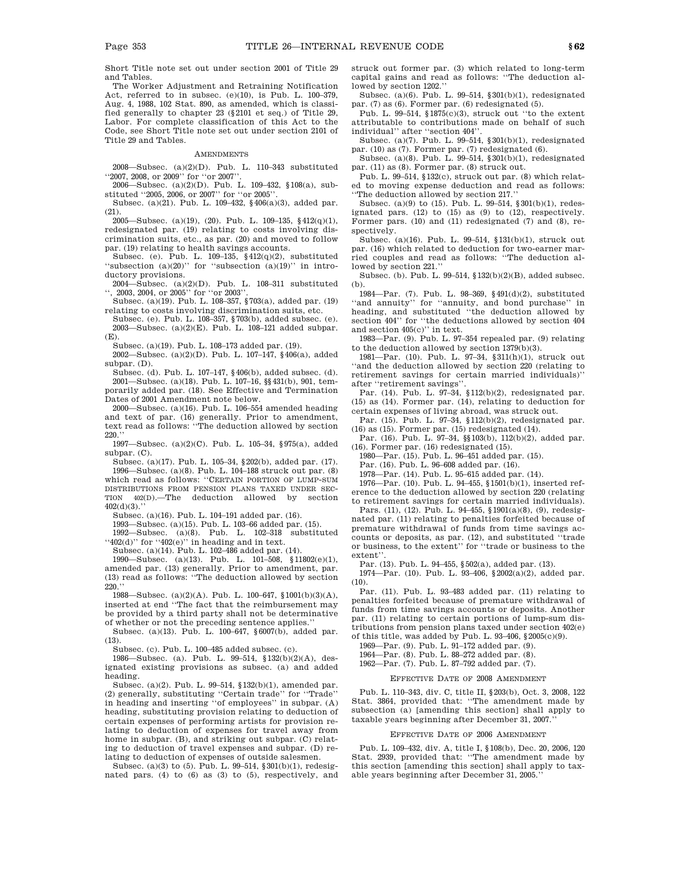Short Title note set out under section 2001 of Title 29 and Tables.

The Worker Adjustment and Retraining Notification Act, referred to in subsec. (e)(10), is Pub. L. 100–379, Aug. 4, 1988, 102 Stat. 890, as amended, which is classified generally to chapter 23 (§2101 et seq.) of Title 29, Labor. For complete classification of this Act to the Code, see Short Title note set out under section 2101 of Title 29 and Tables.

## AMENDMENTS

2008—Subsec. (a)(2)(D). Pub. L. 110–343 substituted ''2007, 2008, or 2009'' for ''or 2007''.

2006—Subsec. (a)(2)(D). Pub. L. 109–432, §108(a), substituted ''2005, 2006, or 2007'' for ''or 2005''.

Subsec. (a)(21). Pub. L. 109–432, §406(a)(3), added par. (21).

2005—Subsec. (a)(19), (20). Pub. L. 109–135, §412(q)(1), redesignated par. (19) relating to costs involving discrimination suits, etc., as par. (20) and moved to follow par. (19) relating to health savings accounts.

Subsec. (e). Pub. L. 109–135, §412(q)(2), substituted ''subsection (a)(20)'' for ''subsection (a)(19)'' in introductory provisions.

2004—Subsec. (a)(2)(D). Pub. L. 108–311 substituted '', 2003, 2004, or 2005'' for ''or 2003''.

Subsec. (a)(19). Pub. L. 108–357, §703(a), added par. (19) relating to costs involving discrimination suits, etc.

Subsec. (e). Pub. L. 108–357, §703(b), added subsec. (e).

2003—Subsec. (a)(2)(E). Pub. L. 108–121 added subpar. (E).

Subsec. (a)(19). Pub. L. 108–173 added par. (19).

2002—Subsec. (a)(2)(D). Pub. L. 107–147, §406(a), added subpar. (D).

Subsec. (d). Pub. L. 107–147, §406(b), added subsec. (d).

2001—Subsec. (a)(18). Pub. L. 107–16, §§431(b), 901, temporarily added par. (18). See Effective and Termination Dates of 2001 Amendment note below.

2000—Subsec. (a)(16). Pub. L. 106–554 amended heading and text of par. (16) generally. Prior to amendment, text read as follows: ''The deduction allowed by section 220.''

1997—Subsec. (a)(2)(C). Pub. L. 105–34, §975(a), added subpar. (C).

Subsec. (a)(17). Pub. L. 105–34, §202(b), added par. (17).

1996—Subsec. (a)(8). Pub. L. 104–188 struck out par. (8) which read as follows: ''CERTAIN PORTION OF LUMP-SUM DISTRIBUTIONS FROM PENSION PLANS TAXED UNDER SECTION 402(D).—The deduction allowed by section 402(d)(3).''

Subsec. (a)(16). Pub. L. 104–191 added par. (16).

1993—Subsec. (a)(15). Pub. L. 103–66 added par. (15).

1992—Subsec. (a)(8). Pub. L. 102–318 substituted ''402(d)'' for ''402(e)'' in heading and in text.

Subsec. (a)(14). Pub. L. 102–486 added par. (14).

1990—Subsec. (a)(13). Pub. L. 101–508, §11802(e)(1), amended par. (13) generally. Prior to amendment, par. (13) read as follows: ''The deduction allowed by section 220.''

1988—Subsec. (a)(2)(A). Pub. L. 100–647, §1001(b)(3)(A), inserted at end ''The fact that the reimbursement may be provided by a third party shall not be determinative of whether or not the preceding sentence applies.''

Subsec. (a)(13). Pub. L. 100–647, §6007(b), added par. (13).

Subsec. (c). Pub. L. 100–485 added subsec. (c).

1986—Subsec. (a). Pub. L. 99–514, §132(b)(2)(A), designated existing provisions as subsec. (a) and added heading.

Subsec. (a)(2). Pub. L. 99–514, §132(b)(1), amended par. (2) generally, substituting ''Certain trade'' for ''Trade'' in heading and inserting ''of employees'' in subpar. (A) heading, substituting provision relating to deduction of certain expenses of performing artists for provision relating to deduction of expenses for travel away from home in subpar. (B), and striking out subpar. (C) relating to deduction of travel expenses and subpar. (D) relating to deduction of expenses of outside salesmen.

Subsec. (a)(3) to (5). Pub. L. 99–514, §301(b)(1), redesignated pars. (4) to (6) as (3) to (5), respectively, and struck out former par. (3) which related to long-term capital gains and read as follows: ''The deduction allowed by section 1202.''

Subsec. (a)(6). Pub. L. 99–514, §301(b)(1), redesignated par. (7) as (6). Former par. (6) redesignated (5).

Pub. L. 99–514, §1875(c)(3), struck out ''to the extent attributable to contributions made on behalf of such individual'' after ''section 404''.

Subsec. (a)(7). Pub. L. 99–514, §301(b)(1), redesignated par. (10) as (7). Former par. (7) redesignated (6).

Subsec. (a)(8). Pub. L. 99–514, §301(b)(1), redesignated par. (11) as (8). Former par. (8) struck out.

Pub. L. 99–514, §132(c), struck out par. (8) which related to moving expense deduction and read as follows: ''The deduction allowed by section 217.''

Subsec. (a)(9) to (15). Pub. L. 99–514, §301(b)(1), redesignated pars. (12) to (15) as (9) to (12), respectively. Former pars. (10) and (11) redesignated (7) and (8), respectively.

Subsec. (a)(16). Pub. L. 99–514, §131(b)(1), struck out par. (16) which related to deduction for two-earner married couples and read as follows: ''The deduction allowed by section 221.''

Subsec. (b). Pub. L. 99–514, §132(b)(2)(B), added subsec. (b).

1984—Par. (7). Pub. L. 98–369, §491(d)(2), substituted ''and annuity'' for ''annuity, and bond purchase'' in heading, and substituted ''the deduction allowed by section 404'' for ''the deductions allowed by section 404 and section 405(c)'' in text.

1983—Par. (9). Pub. L. 97–354 repealed par. (9) relating to the deduction allowed by section 1379(b)(3).

1981—Par. (10). Pub. L. 97–34, §311(h)(1), struck out ''and the deduction allowed by section 220 (relating to retirement savings for certain married individuals)'' after ''retirement savings''.

Par. (14). Pub. L. 97–34, §112(b)(2), redesignated par. (15) as (14). Former par. (14), relating to deduction for certain expenses of living abroad, was struck out.

Par. (15). Pub. L. 97–34, §112(b)(2), redesignated par. (16) as (15). Former par. (15) redesignated (14).

Par. (16). Pub. L. 97–34, §§103(b), 112(b)(2), added par. (16). Former par. (16) redesignated (15).

1980—Par. (15). Pub. L. 96–451 added par. (15).

Par. (16). Pub. L. 96–608 added par. (16).

1978—Par. (14). Pub. L. 95–615 added par. (14).

1976—Par. (10). Pub. L. 94–455, §1501(b)(1), inserted reference to the deduction allowed by section 220 (relating to retirement savings for certain married individuals).

Pars. (11), (12). Pub. L. 94–455, §1901(a)(8), (9), redesignated par. (11) relating to penalties forfeited because of premature withdrawal of funds from time savings accounts or deposits, as par. (12), and substituted ''trade or business, to the extent'' for ''trade or business to the extent''.

Par. (13). Pub. L. 94–455, §502(a), added par. (13).

1974—Par. (10). Pub. L. 93–406, §2002(a)(2), added par. (10).

Par. (11). Pub. L. 93–483 added par. (11) relating to penalties forfeited because of premature withdrawal of funds from time savings accounts or deposits. Another par. (11) relating to certain portions of lump-sum distributions from pension plans taxed under section 402(e) of this title, was added by Pub. L. 93–406, §2005(c)(9).

1969—Par. (9). Pub. L. 91–172 added par. (9).

1964—Par. (8). Pub. L. 88–272 added par. (8).

1962—Par. (7). Pub. L. 87–792 added par. (7).

## EFFECTIVE DATE OF 2008 AMENDMENT

Pub. L. 110–343, div. C, title II, §203(b), Oct. 3, 2008, 122 Stat. 3864, provided that: ''The amendment made by subsection (a) [amending this section] shall apply to taxable years beginning after December 31, 2007.''

## EFFECTIVE DATE OF 2006 AMENDMENT

Pub. L. 109–432, div. A, title I, §108(b), Dec. 20, 2006, 120 Stat. 2939, provided that: ''The amendment made by this section [amending this section] shall apply to taxable years beginning after December 31, 2005.''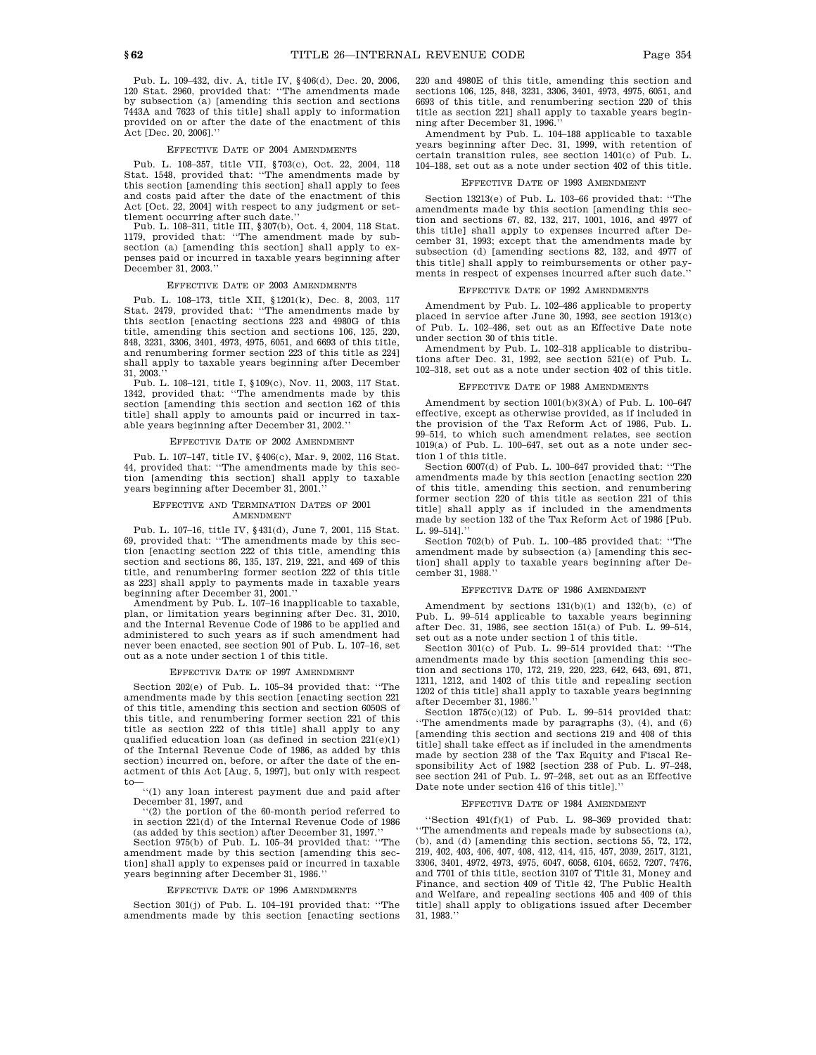Pub. L. 109–432, div. A, title IV, §406(d), Dec. 20, 2006, 120 Stat. 2960, provided that: ''The amendments made by subsection (a) [amending this section and sections 7443A and 7623 of this title] shall apply to information provided on or after the date of the enactment of this Act [Dec. 20, 2006].''

### EFFECTIVE DATE OF 2004 AMENDMENTS

Pub. L. 108–357, title VII, §703(c), Oct. 22, 2004, 118 Stat. 1548, provided that: ''The amendments made by this section [amending this section] shall apply to fees and costs paid after the date of the enactment of this Act [Oct. 22, 2004] with respect to any judgment or settlement occurring after such date.''

Pub. L. 108–311, title III, §307(b), Oct. 4, 2004, 118 Stat. 1179, provided that: ''The amendment made by subsection (a) [amending this section] shall apply to expenses paid or incurred in taxable years beginning after December 31, 2003.''

### EFFECTIVE DATE OF 2003 AMENDMENTS

Pub. L. 108–173, title XII, §1201(k), Dec. 8, 2003, 117 Stat. 2479, provided that: ''The amendments made by this section [enacting sections 223 and 4980G of this title, amending this section and sections 106, 125, 220, 848, 3231, 3306, 3401, 4973, 4975, 6051, and 6693 of this title, and renumbering former section 223 of this title as 224] shall apply to taxable years beginning after December 31, 2003.''

Pub. L. 108–121, title I, §109(c), Nov. 11, 2003, 117 Stat. 1342, provided that: ''The amendments made by this section [amending this section and section 162 of this title] shall apply to amounts paid or incurred in taxable years beginning after December 31, 2002.''

### EFFECTIVE DATE OF 2002 AMENDMENT

Pub. L. 107–147, title IV, §406(c), Mar. 9, 2002, 116 Stat. 44, provided that: ''The amendments made by this section [amending this section] shall apply to taxable years beginning after December 31, 2001.''

### EFFECTIVE AND TERMINATION DATES OF 2001 AMENDMENT

Pub. L. 107–16, title IV, §431(d), June 7, 2001, 115 Stat. 69, provided that: ''The amendments made by this section [enacting section 222 of this title, amending this section and sections 86, 135, 137, 219, 221, and 469 of this title, and renumbering former section 222 of this title as 223] shall apply to payments made in taxable years beginning after December 31, 2001.''

Amendment by Pub. L. 107–16 inapplicable to taxable, plan, or limitation years beginning after Dec. 31, 2010, and the Internal Revenue Code of 1986 to be applied and administered to such years as if such amendment had never been enacted, see section 901 of Pub. L. 107–16, set out as a note under section 1 of this title.

### EFFECTIVE DATE OF 1997 AMENDMENT

Section 202(e) of Pub. L. 105–34 provided that: ''The amendments made by this section [enacting section 221 of this title, amending this section and section 6050S of this title, and renumbering former section 221 of this title as section 222 of this title] shall apply to any qualified education loan (as defined in section 221(e)(1) of the Internal Revenue Code of 1986, as added by this section) incurred on, before, or after the date of the enactment of this Act [Aug. 5, 1997], but only with respect to—

''(1) any loan interest payment due and paid after December 31, 1997, and

''(2) the portion of the 60-month period referred to in section 221(d) of the Internal Revenue Code of 1986 (as added by this section) after December 31, 1997.''

Section 975(b) of Pub. L. 105–34 provided that: ''The amendment made by this section [amending this section] shall apply to expenses paid or incurred in taxable years beginning after December 31, 1986.''

### EFFECTIVE DATE OF 1996 AMENDMENTS

Section 301(j) of Pub. L. 104–191 provided that: ''The amendments made by this section [enacting sections 220 and 4980E of this title, amending this section and sections 106, 125, 848, 3231, 3306, 3401, 4973, 4975, 6051, and 6693 of this title, and renumbering section 220 of this title as section 221] shall apply to taxable years beginning after December 31, 1996.''

Amendment by Pub. L. 104–188 applicable to taxable years beginning after Dec. 31, 1999, with retention of certain transition rules, see section 1401(c) of Pub. L. 104–188, set out as a note under section 402 of this title.

### EFFECTIVE DATE OF 1993 AMENDMENT

Section 13213(e) of Pub. L. 103–66 provided that: ''The amendments made by this section [amending this section and sections 67, 82, 132, 217, 1001, 1016, and 4977 of this title] shall apply to expenses incurred after December 31, 1993; except that the amendments made by subsection (d) [amending sections 82, 132, and 4977 of this title] shall apply to reimbursements or other payments in respect of expenses incurred after such date.''

### EFFECTIVE DATE OF 1992 AMENDMENTS

Amendment by Pub. L. 102–486 applicable to property placed in service after June 30, 1993, see section 1913(c) of Pub. L. 102–486, set out as an Effective Date note under section 30 of this title.

Amendment by Pub. L. 102–318 applicable to distributions after Dec. 31, 1992, see section 521(e) of Pub. L. 102–318, set out as a note under section 402 of this title.

### EFFECTIVE DATE OF 1988 AMENDMENTS

Amendment by section 1001(b)(3)(A) of Pub. L. 100–647 effective, except as otherwise provided, as if included in the provision of the Tax Reform Act of 1986, Pub. L. 99–514, to which such amendment relates, see section 1019(a) of Pub. L. 100–647, set out as a note under section 1 of this title.

Section 6007(d) of Pub. L. 100–647 provided that: ''The amendments made by this section [enacting section 220 of this title, amending this section, and renumbering former section 220 of this title as section 221 of this title] shall apply as if included in the amendments made by section 132 of the Tax Reform Act of 1986 [Pub. L. 99–514].''

Section 702(b) of Pub. L. 100–485 provided that: ''The amendment made by subsection (a) [amending this section] shall apply to taxable years beginning after December 31, 1988.''

### EFFECTIVE DATE OF 1986 AMENDMENT

Amendment by sections 131(b)(1) and 132(b), (c) of Pub. L. 99–514 applicable to taxable years beginning after Dec. 31, 1986, see section 151(a) of Pub. L. 99–514, set out as a note under section 1 of this title.

Section 301(c) of Pub. L. 99–514 provided that: ''The amendments made by this section [amending this section and sections 170, 172, 219, 220, 223, 642, 643, 691, 871, 1211, 1212, and 1402 of this title and repealing section 1202 of this title] shall apply to taxable years beginning after December 31, 1986.''

Section 1875(c)(12) of Pub. L. 99–514 provided that: ''The amendments made by paragraphs (3), (4), and (6) [amending this section and sections 219 and 408 of this title] shall take effect as if included in the amendments made by section 238 of the Tax Equity and Fiscal Responsibility Act of 1982 [section 238 of Pub. L. 97–248, see section 241 of Pub. L. 97–248, set out as an Effective Date note under section 416 of this title].''

### EFFECTIVE DATE OF 1984 AMENDMENT

''Section 491(f)(1) of Pub. L. 98–369 provided that: ''The amendments and repeals made by subsections (a), (b), and (d) [amending this section, sections 55, 72, 172, 219, 402, 403, 406, 407, 408, 412, 414, 415, 457, 2039, 2517, 3121, 3306, 3401, 4972, 4973, 4975, 6047, 6058, 6104, 6652, 7207, 7476, and 7701 of this title, section 3107 of Title 31, Money and Finance, and section 409 of Title 42, The Public Health and Welfare, and repealing sections 405 and 409 of this title] shall apply to obligations issued after December 31, 1983.''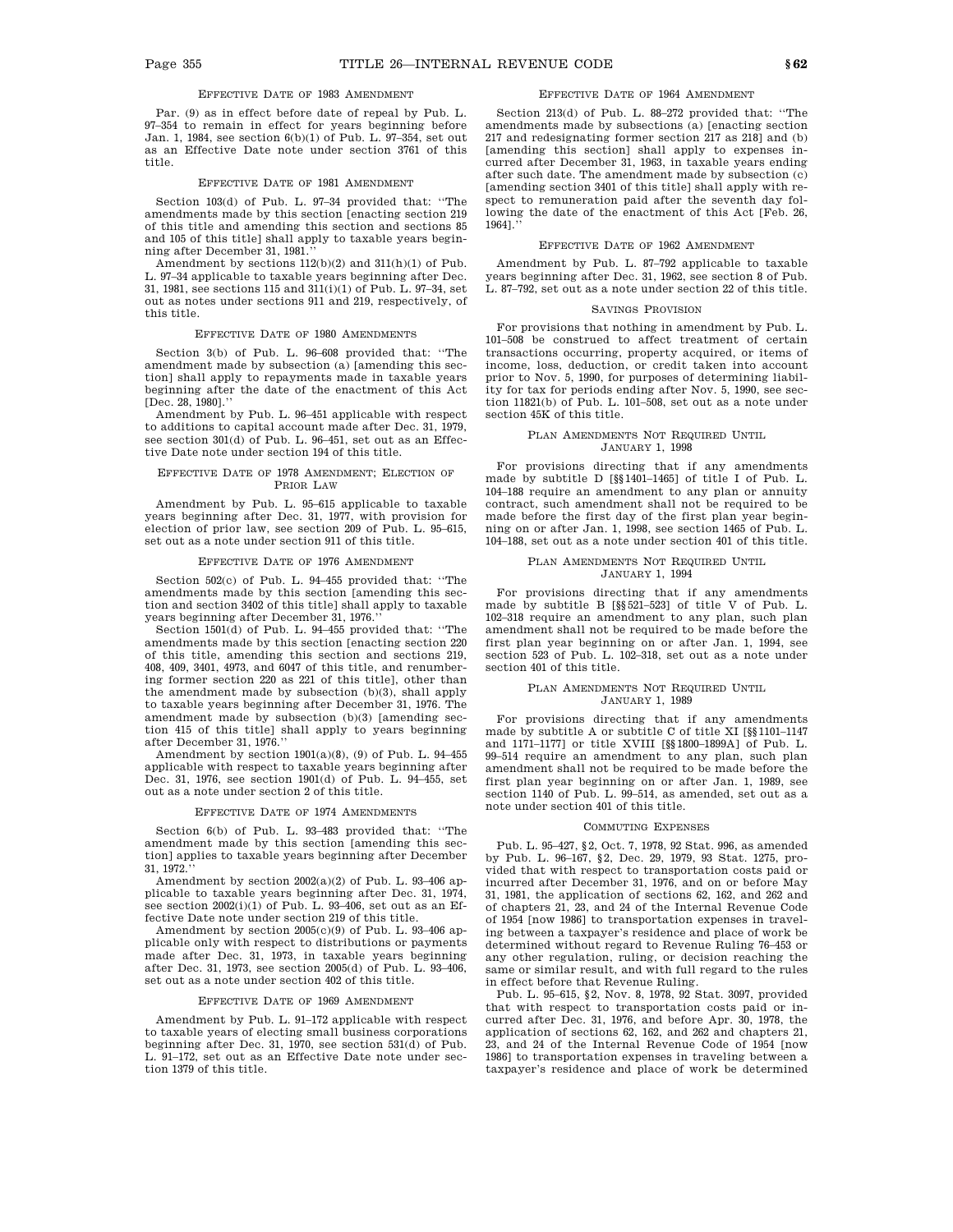## Effective Date of 1983 Amendment

Par. (9) as in effect before date of repeal by Pub. L. 97–354 to remain in effect for years beginning before Jan. 1, 1984, see section 6(b)(1) of Pub. L. 97–354, set out as an Effective Date note under section 3761 of this title.

## Effective Date of 1981 Amendment

Section 103(d) of Pub. L. 97–34 provided that: ''The amendments made by this section [enacting section 219 of this title and amending this section and sections 85 and 105 of this title] shall apply to taxable years beginning after December 31, 1981.''

Amendment by sections 112(b)(2) and 311(h)(1) of Pub. L. 97–34 applicable to taxable years beginning after Dec. 31, 1981, see sections 115 and 311(i)(1) of Pub. L. 97–34, set out as notes under sections 911 and 219, respectively, of this title.

## Effective Date of 1980 Amendments

Section 3(b) of Pub. L. 96–608 provided that: ''The amendment made by subsection (a) [amending this section] shall apply to repayments made in taxable years beginning after the date of the enactment of this Act [Dec. 28, 1980].''

Amendment by Pub. L. 96–451 applicable with respect to additions to capital account made after Dec. 31, 1979, see section 301(d) of Pub. L. 96–451, set out as an Effective Date note under section 194 of this title.

## Effective Date of 1978 Amendment; Election of Prior Law

Amendment by Pub. L. 95–615 applicable to taxable years beginning after Dec. 31, 1977, with provision for election of prior law, see section 209 of Pub. L. 95–615, set out as a note under section 911 of this title.

## Effective Date of 1976 Amendment

Section 502(c) of Pub. L. 94–455 provided that: ''The amendments made by this section [amending this section and section 3402 of this title] shall apply to taxable years beginning after December 31, 1976.''

Section 1501(d) of Pub. L. 94–455 provided that: ''The amendments made by this section [enacting section 220 of this title, amending this section and sections 219, 408, 409, 3401, 4973, and 6047 of this title, and renumbering former section 220 as 221 of this title], other than the amendment made by subsection (b)(3), shall apply to taxable years beginning after December 31, 1976. The amendment made by subsection (b)(3) [amending section 415 of this title] shall apply to years beginning after December 31, 1976.''

Amendment by section 1901(a)(8), (9) of Pub. L. 94–455 applicable with respect to taxable years beginning after Dec. 31, 1976, see section 1901(d) of Pub. L. 94–455, set out as a note under section 2 of this title.

## Effective Date of 1974 Amendments

Section 6(b) of Pub. L. 93–483 provided that: ''The amendment made by this section [amending this section] applies to taxable years beginning after December 31, 1972.''

Amendment by section 2002(a)(2) of Pub. L. 93–406 applicable to taxable years beginning after Dec. 31, 1974, see section 2002(i)(1) of Pub. L. 93–406, set out as an Effective Date note under section 219 of this title.

Amendment by section 2005(c)(9) of Pub. L. 93–406 applicable only with respect to distributions or payments made after Dec. 31, 1973, in taxable years beginning after Dec. 31, 1973, see section 2005(d) of Pub. L. 93–406, set out as a note under section 402 of this title.

## Effective Date of 1969 Amendment

Amendment by Pub. L. 91–172 applicable with respect to taxable years of electing small business corporations beginning after Dec. 31, 1970, see section 531(d) of Pub. L. 91–172, set out as an Effective Date note under section 1379 of this title.

## Effective Date of 1964 Amendment

Section 213(d) of Pub. L. 88–272 provided that: ''The amendments made by subsections (a) [enacting section 217 and redesignating former section 217 as 218] and (b) [amending this section] shall apply to expenses incurred after December 31, 1963, in taxable years ending after such date. The amendment made by subsection (c) [amending section 3401 of this title] shall apply with respect to remuneration paid after the seventh day following the date of the enactment of this Act [Feb. 26, 1964].''

## Effective Date of 1962 Amendment

Amendment by Pub. L. 87–792 applicable to taxable years beginning after Dec. 31, 1962, see section 8 of Pub. L. 87–792, set out as a note under section 22 of this title.

## Savings Provision

For provisions that nothing in amendment by Pub. L. 101–508 be construed to affect treatment of certain transactions occurring, property acquired, or items of income, loss, deduction, or credit taken into account prior to Nov. 5, 1990, for purposes of determining liability for tax for periods ending after Nov. 5, 1990, see section 11821(b) of Pub. L. 101–508, set out as a note under section 45K of this title.

## Plan Amendments Not Required Until January 1, 1998

For provisions directing that if any amendments made by subtitle D [§§1401–1465] of title I of Pub. L. 104–188 require an amendment to any plan or annuity contract, such amendment shall not be required to be made before the first day of the first plan year beginning on or after Jan. 1, 1998, see section 1465 of Pub. L. 104–188, set out as a note under section 401 of this title.

## Plan Amendments Not Required Until January 1, 1994

For provisions directing that if any amendments made by subtitle B [§§521–523] of title V of Pub. L. 102–318 require an amendment to any plan, such plan amendment shall not be required to be made before the first plan year beginning on or after Jan. 1, 1994, see section 523 of Pub. L. 102–318, set out as a note under section 401 of this title.

## Plan Amendments Not Required Until January 1, 1989

For provisions directing that if any amendments made by subtitle A or subtitle C of title XI [§§1101–1147 and 1171–1177] or title XVIII [§§1800–1899A] of Pub. L. 99–514 require an amendment to any plan, such plan amendment shall not be required to be made before the first plan year beginning on or after Jan. 1, 1989, see section 1140 of Pub. L. 99–514, as amended, set out as a note under section 401 of this title.

## Commuting Expenses

Pub. L. 95–427, §2, Oct. 7, 1978, 92 Stat. 996, as amended by Pub. L. 96–167, §2, Dec. 29, 1979, 93 Stat. 1275, provided that with respect to transportation costs paid or incurred after December 31, 1976, and on or before May 31, 1981, the application of sections 62, 162, and 262 and of chapters 21, 23, and 24 of the Internal Revenue Code of 1954 [now 1986] to transportation expenses in traveling between a taxpayer's residence and place of work be determined without regard to Revenue Ruling 76–453 or any other regulation, ruling, or decision reaching the same or similar result, and with full regard to the rules in effect before that Revenue Ruling.

Pub. L. 95–615, §2, Nov. 8, 1978, 92 Stat. 3097, provided that with respect to transportation costs paid or incurred after Dec. 31, 1976, and before Apr. 30, 1978, the application of sections 62, 162, and 262 and chapters 21, 23, and 24 of the Internal Revenue Code of 1954 [now 1986] to transportation expenses in traveling between a taxpayer's residence and place of work be determined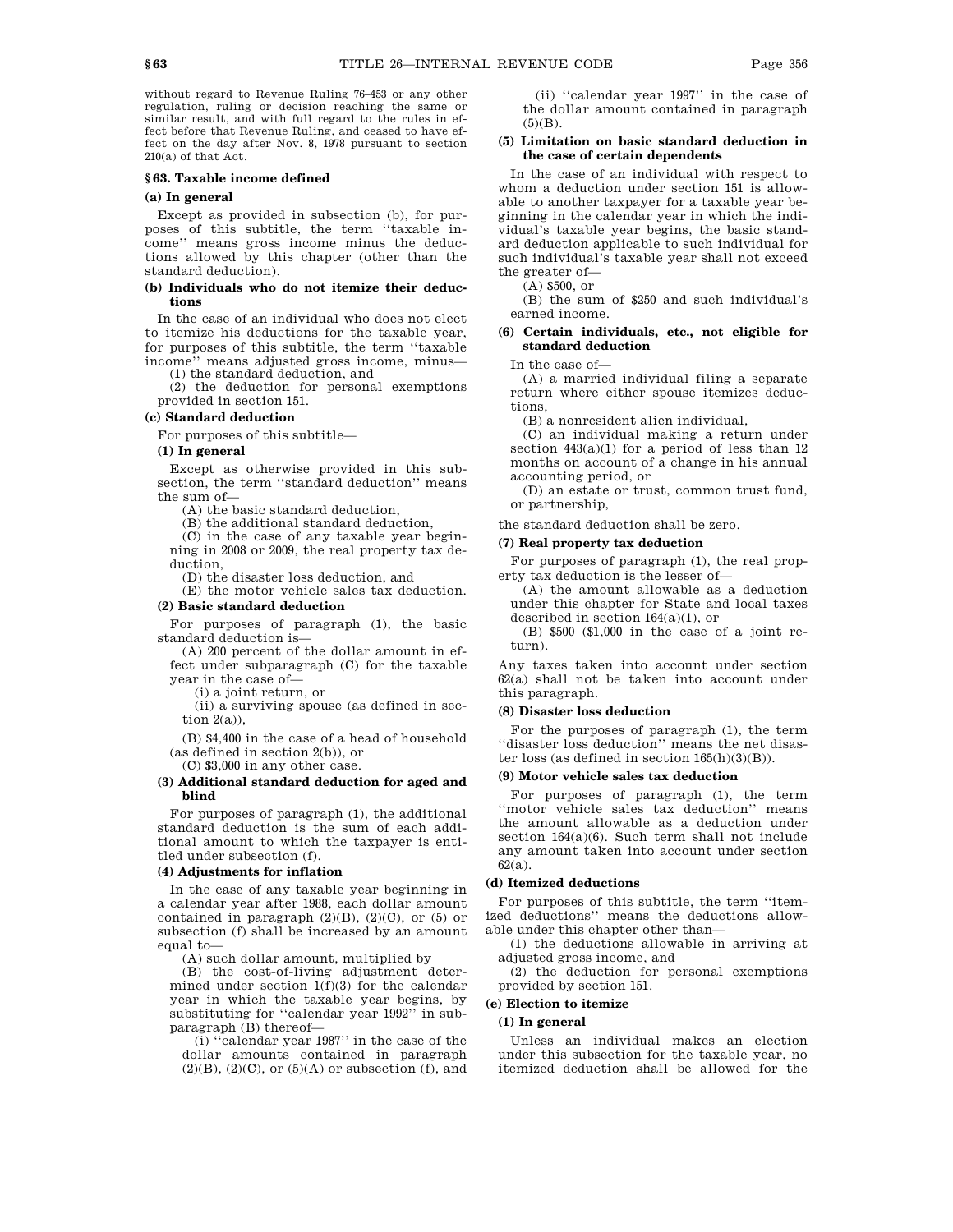without regard to Revenue Ruling 76–453 or any other regulation, ruling or decision reaching the same or similar result, and with full regard to the rules in effect before that Revenue Ruling, and ceased to have effect on the day after Nov. 8, 1978 pursuant to section 210(a) of that Act.

## § 63. Taxable income defined

### (a) In general

Except as provided in subsection (b), for purposes of this subtitle, the term ''taxable income'' means gross income minus the deductions allowed by this chapter (other than the standard deduction).

### (b) Individuals who do not itemize their deductions

In the case of an individual who does not elect to itemize his deductions for the taxable year, for purposes of this subtitle, the term ''taxable income'' means adjusted gross income, minus—

(1) the standard deduction, and

(2) the deduction for personal exemptions provided in section 151.

### (c) Standard deduction

For purposes of this subtitle—

#### (1) In general

Except as otherwise provided in this subsection, the term ''standard deduction'' means the sum of—

(A) the basic standard deduction,

(B) the additional standard deduction,

(C) in the case of any taxable year beginning in 2008 or 2009, the real property tax deduction,

(D) the disaster loss deduction, and

(E) the motor vehicle sales tax deduction.

#### (2) Basic standard deduction

For purposes of paragraph (1), the basic standard deduction is—

(A) 200 percent of the dollar amount in effect under subparagraph (C) for the taxable year in the case of—

(i) a joint return, or

(ii) a surviving spouse (as defined in section 2(a)),

(B) $4,400 in the case of a head of household (as defined in section 2(b)), or

(C) $3,000 in any other case.

#### (3) Additional standard deduction for aged and blind

For purposes of paragraph (1), the additional standard deduction is the sum of each additional amount to which the taxpayer is entitled under subsection (f).

#### (4) Adjustments for inflation

In the case of any taxable year beginning in a calendar year after 1988, each dollar amount contained in paragraph (2)(B), (2)(C), or (5) or subsection (f) shall be increased by an amount equal to—

(A) such dollar amount, multiplied by

(B) the cost-of-living adjustment determined under section 1(f)(3) for the calendar year in which the taxable year begins, by substituting for ''calendar year 1992'' in subparagraph (B) thereof—

(i) ''calendar year 1987'' in the case of the dollar amounts contained in paragraph (2)(B), (2)(C), or (5)(A) or subsection (f), and

(ii) ''calendar year 1997'' in the case of the dollar amount contained in paragraph (5)(B).

#### (5) Limitation on basic standard deduction in the case of certain dependents

In the case of an individual with respect to whom a deduction under section 151 is allowable to another taxpayer for a taxable year beginning in the calendar year in which the individual's taxable year begins, the basic standard deduction applicable to such individual for such individual's taxable year shall not exceed the greater of—

(A) $500, or

(B) the sum of $250 and such individual's earned income.

#### (6) Certain individuals, etc., not eligible for standard deduction

In the case of—

(A) a married individual filing a separate return where either spouse itemizes deductions,

(B) a nonresident alien individual,

(C) an individual making a return under section 443(a)(1) for a period of less than 12 months on account of a change in his annual accounting period, or

(D) an estate or trust, common trust fund, or partnership,

the standard deduction shall be zero.

#### (7) Real property tax deduction

For purposes of paragraph (1), the real property tax deduction is the lesser of—

(A) the amount allowable as a deduction under this chapter for State and local taxes described in section 164(a)(1), or

(B) $500 ($1,000 in the case of a joint return).

Any taxes taken into account under section 62(a) shall not be taken into account under this paragraph.

#### (8) Disaster loss deduction

For the purposes of paragraph (1), the term ''disaster loss deduction'' means the net disaster loss (as defined in section 165(h)(3)(B)).

#### (9) Motor vehicle sales tax deduction

For purposes of paragraph (1), the term ''motor vehicle sales tax deduction'' means the amount allowable as a deduction under section 164(a)(6). Such term shall not include any amount taken into account under section 62(a).

### (d) Itemized deductions

For purposes of this subtitle, the term ''itemized deductions'' means the deductions allowable under this chapter other than—

(1) the deductions allowable in arriving at adjusted gross income, and

(2) the deduction for personal exemptions provided by section 151.

### (e) Election to itemize

#### (1) In general

Unless an individual makes an election under this subsection for the taxable year, no itemized deduction shall be allowed for the